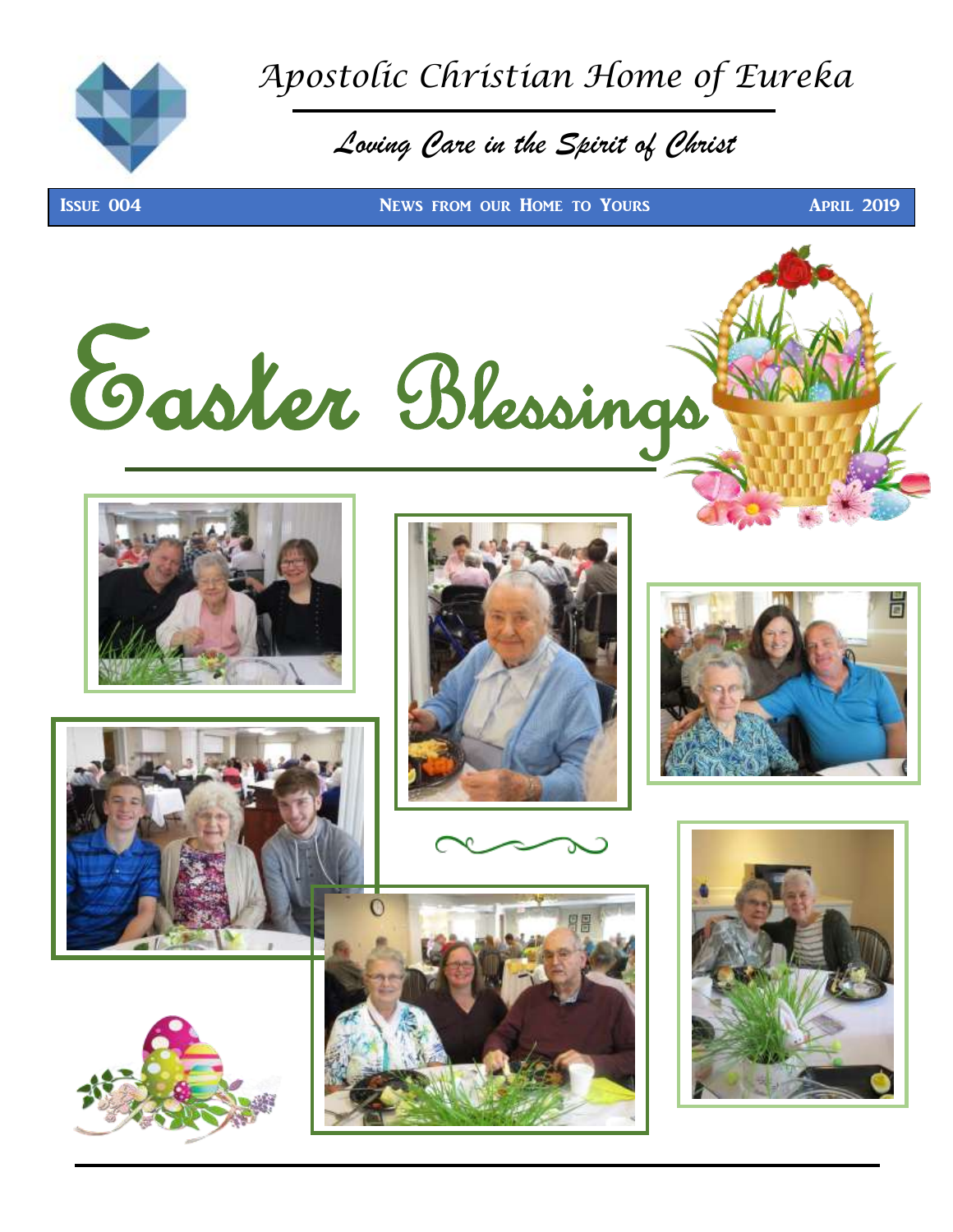# Apostolic Christian Home of Eureka

*Loving Care in the Spirit of Christ*

**Issue 004** | **News from our Home to Yours** | **April 2019**

# Easter Blessings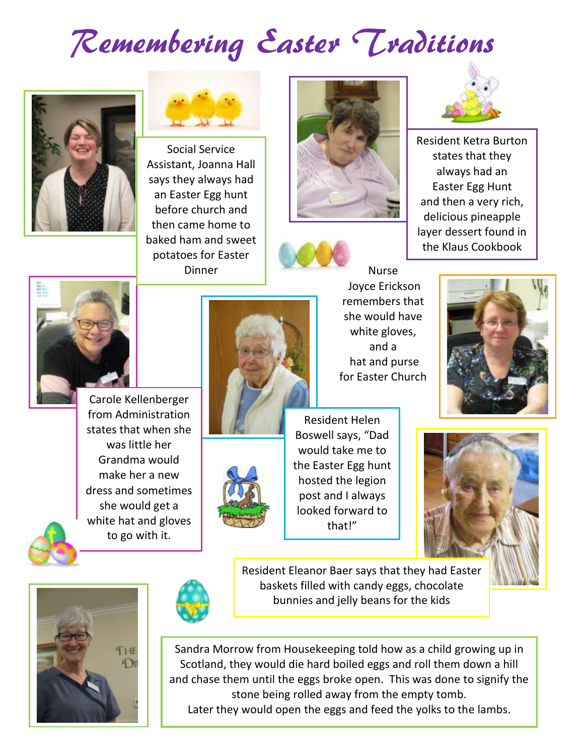# Remembering Easter Traditions

Social Service Assistant, Joanna Hall says they always had an Easter Egg hunt before church and then came home to baked ham and sweet potatoes for Easter Dinner

Resident Ketra Burton states that they always had an Easter Egg Hunt and then a very rich, delicious pineapple layer dessert found in the Klaus Cookbook

Nurse Joyce Erickson remembers that she would have white gloves, and a hat and purse for Easter Church

Carole Kellenberger from Administration states that when she was little her Grandma would make her a new dress and sometimes she would get a white hat and gloves to go with it.

Resident Helen Boswell says, "Dad would take me to the Easter Egg hunt hosted the legion post and I always looked forward to that!"

Resident Eleanor Baer says that they had Easter baskets filled with candy eggs, chocolate bunnies and jelly beans for the kids

Sandra Morrow from Housekeeping told how as a child growing up in Scotland, they would die hard boiled eggs and roll them down a hill and chase them until the eggs broke open. This was done to signify the stone being rolled away from the empty tomb. Later they would open the eggs and feed the yolks to the lambs.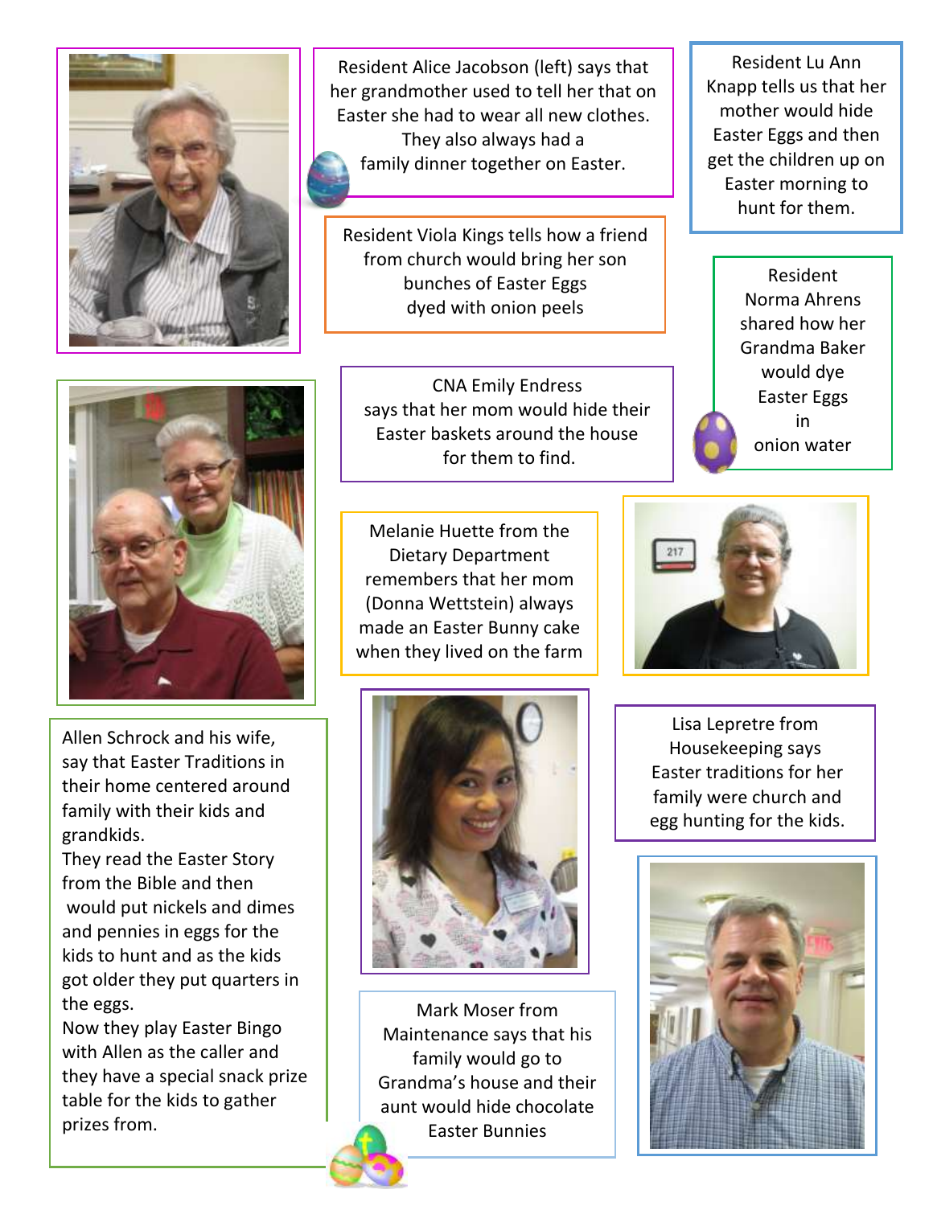Resident Alice Jacobson (left) says that her grandmother used to tell her that on Easter she had to wear all new clothes. They also always had a family dinner together on Easter.

Resident Lu Ann Knapp tells us that her mother would hide Easter Eggs and then get the children up on Easter morning to hunt for them.

Resident Viola Kings tells how a friend from church would bring her son bunches of Easter Eggs dyed with onion peels

Resident Norma Ahrens shared how her Grandma Baker would dye Easter Eggs in onion water

CNA Emily Endress says that her mom would hide their Easter baskets around the house for them to find.

Melanie Huette from the Dietary Department remembers that her mom (Donna Wettstein) always made an Easter Bunny cake when they lived on the farm

Allen Schrock and his wife, say that Easter Traditions in their home centered around family with their kids and grandkids.
They read the Easter Story from the Bible and then would put nickels and dimes and pennies in eggs for the kids to hunt and as the kids got older they put quarters in the eggs.
Now they play Easter Bingo with Allen as the caller and they have a special snack prize table for the kids to gather prizes from.

Lisa Lepretre from Housekeeping says Easter traditions for her family were church and egg hunting for the kids.

Mark Moser from Maintenance says that his family would go to Grandma's house and their aunt would hide chocolate Easter Bunnies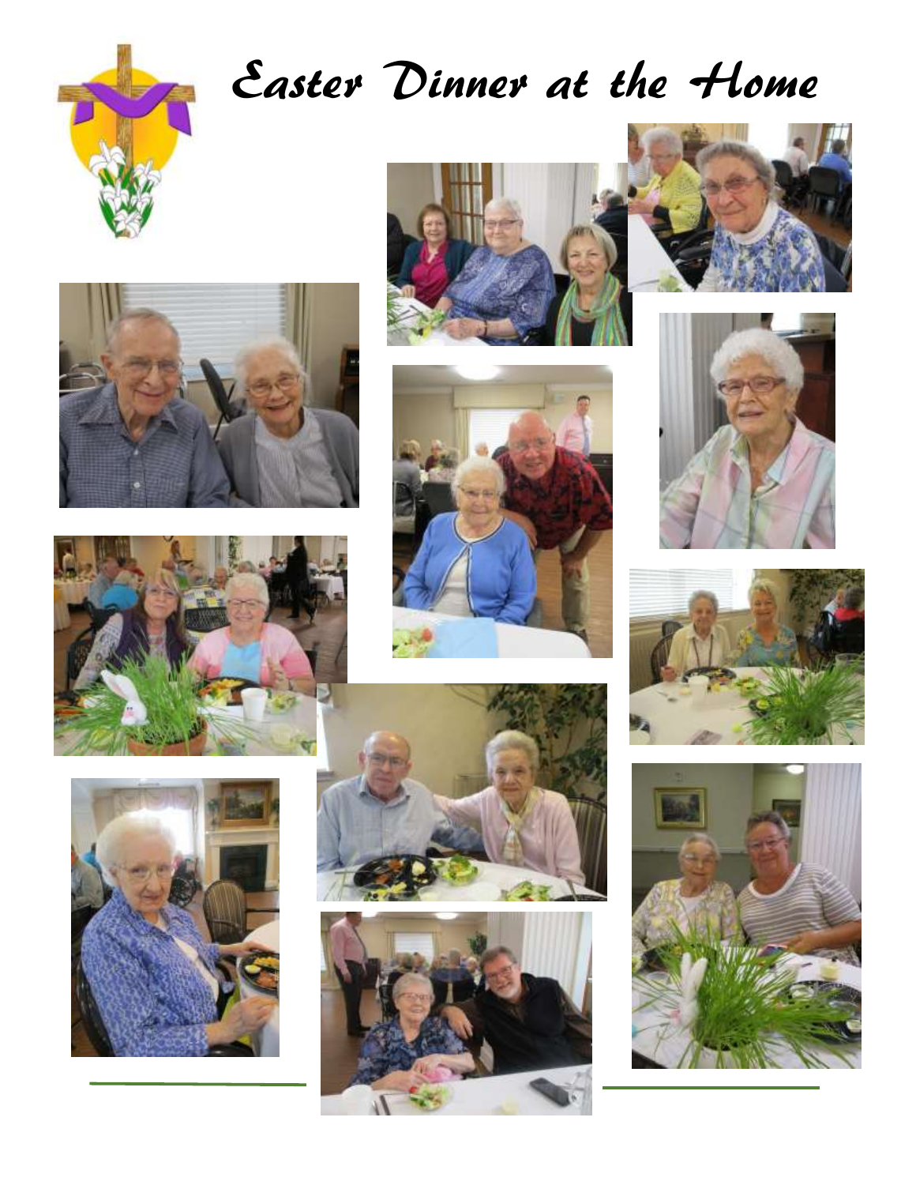# Easter Dinner at the Home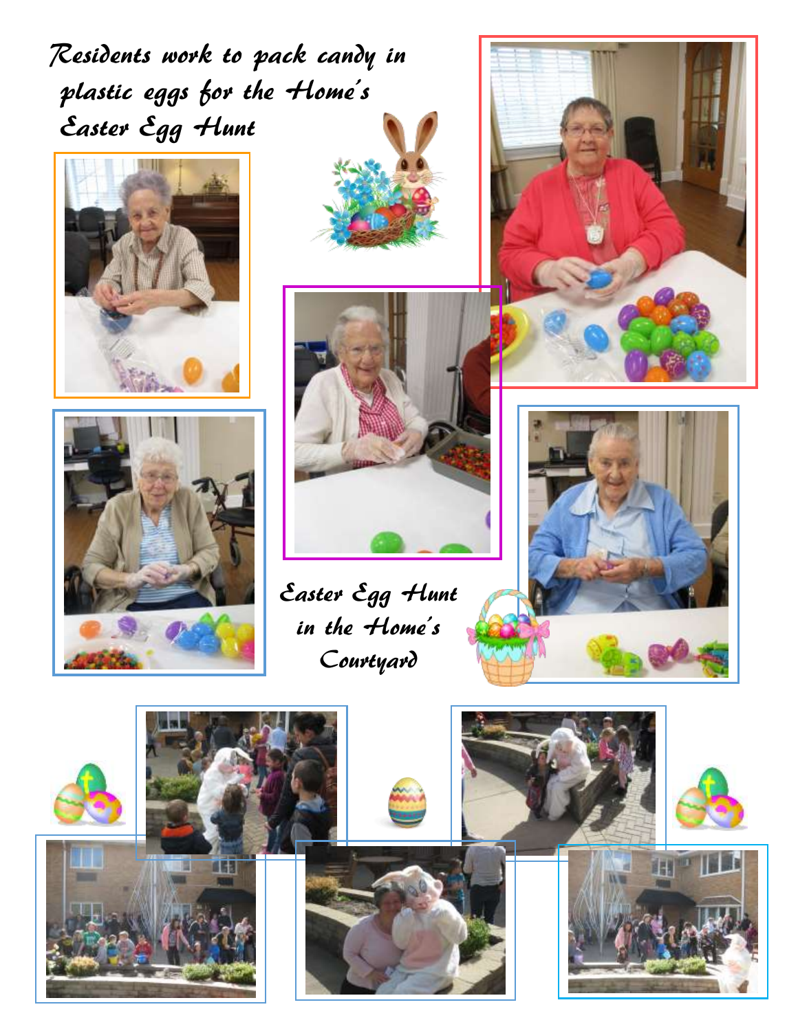*Residents work to pack candy in plastic eggs for the Home's Easter Egg Hunt*

*Easter Egg Hunt in the Home's Courtyard*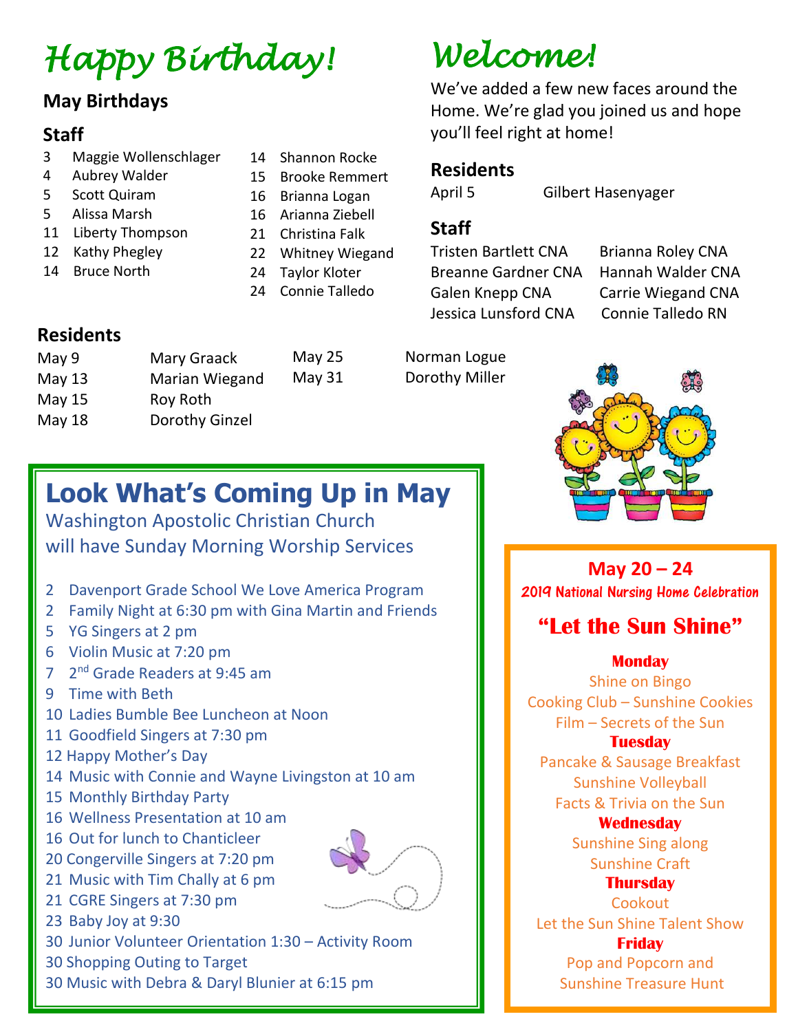# Happy Birthday!

## May Birthdays

### Staff

- 3 Maggie Wollenschlager
- 4 Aubrey Walder
- 5 Scott Quiram
- 5 Alissa Marsh
- 11 Liberty Thompson
- 12 Kathy Phegley
- 14 Bruce North
- 14 Shannon Rocke
- 15 Brooke Remmert
- 16 Brianna Logan
- 16 Arianna Ziebell
- 21 Christina Falk
- 22 Whitney Wiegand
- 24 Taylor Kloter
- 24 Connie Talledo

### Residents

| | |
|---|---|
| May 9 | Mary Graack |
| May 13 | Marian Wiegand |
| May 15 | Roy Roth |
| May 18 | Dorothy Ginzel |
| May 25 | Norman Logue |
| May 31 | Dorothy Miller |

# Welcome!

We've added a few new faces around the Home. We're glad you joined us and hope you'll feel right at home!

### Residents

April 5 Gilbert Hasenyager

### Staff

- Tristen Bartlett CNA
- Breanne Gardner CNA
- Galen Knepp CNA
- Jessica Lunsford CNA
- Brianna Roley CNA
- Hannah Walder CNA
- Carrie Wiegand CNA
- Connie Talledo RN

## Look What's Coming Up in May

Washington Apostolic Christian Church will have Sunday Morning Worship Services

- 2 Davenport Grade School We Love America Program
- 2 Family Night at 6:30 pm with Gina Martin and Friends
- 5 YG Singers at 2 pm
- 6 Violin Music at 7:20 pm
- 7 2nd Grade Readers at 9:45 am
- 9 Time with Beth
- 10 Ladies Bumble Bee Luncheon at Noon
- 11 Goodfield Singers at 7:30 pm
- 12 Happy Mother's Day
- 14 Music with Connie and Wayne Livingston at 10 am
- 15 Monthly Birthday Party
- 16 Wellness Presentation at 10 am
- 16 Out for lunch to Chanticleer
- 20 Congerville Singers at 7:20 pm
- 21 Music with Tim Chally at 6 pm
- 21 CGRE Singers at 7:30 pm
- 23 Baby Joy at 9:30
- 30 Junior Volunteer Orientation 1:30 – Activity Room
- 30 Shopping Outing to Target
- 30 Music with Debra & Daryl Blunier at 6:15 pm

**May 20 – 24**

**2019 National Nursing Home Celebration**

## "Let the Sun Shine"

**Monday**
Shine on Bingo
Cooking Club – Sunshine Cookies
Film – Secrets of the Sun

**Tuesday**
Pancake & Sausage Breakfast
Sunshine Volleyball
Facts & Trivia on the Sun

**Wednesday**
Sunshine Sing along
Sunshine Craft

**Thursday**
Cookout
Let the Sun Shine Talent Show

**Friday**
Pop and Popcorn and
Sunshine Treasure Hunt